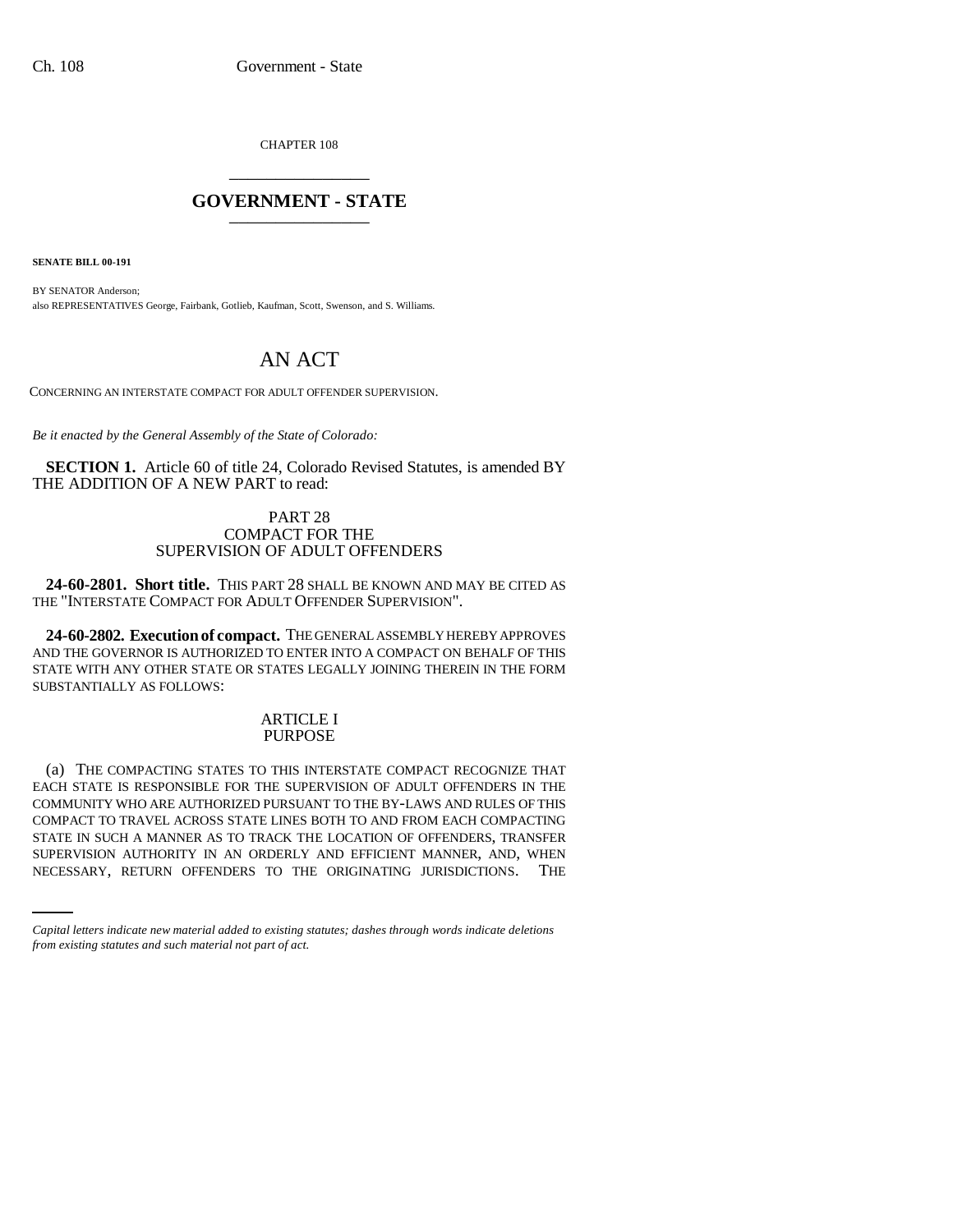CHAPTER 108

# GOVERNMENT - STATE

**SENATE BILL 00-191**

BY SENATOR Anderson;
also REPRESENTATIVES George, Fairbank, Gotlieb, Kaufman, Scott, Swenson, and S. Williams.

# AN ACT

CONCERNING AN INTERSTATE COMPACT FOR ADULT OFFENDER SUPERVISION.

*Be it enacted by the General Assembly of the State of Colorado:*

**SECTION 1.** Article 60 of title 24, Colorado Revised Statutes, is amended BY THE ADDITION OF A NEW PART to read:

## PART 28
## COMPACT FOR THE SUPERVISION OF ADULT OFFENDERS

**24-60-2801. Short title.** THIS PART 28 SHALL BE KNOWN AND MAY BE CITED AS THE "INTERSTATE COMPACT FOR ADULT OFFENDER SUPERVISION".

**24-60-2802. Execution of compact.** THE GENERAL ASSEMBLY HEREBY APPROVES AND THE GOVERNOR IS AUTHORIZED TO ENTER INTO A COMPACT ON BEHALF OF THIS STATE WITH ANY OTHER STATE OR STATES LEGALLY JOINING THEREIN IN THE FORM SUBSTANTIALLY AS FOLLOWS:

### ARTICLE I
### PURPOSE

(a) THE COMPACTING STATES TO THIS INTERSTATE COMPACT RECOGNIZE THAT EACH STATE IS RESPONSIBLE FOR THE SUPERVISION OF ADULT OFFENDERS IN THE COMMUNITY WHO ARE AUTHORIZED PURSUANT TO THE BY-LAWS AND RULES OF THIS COMPACT TO TRAVEL ACROSS STATE LINES BOTH TO AND FROM EACH COMPACTING STATE IN SUCH A MANNER AS TO TRACK THE LOCATION OF OFFENDERS, TRANSFER SUPERVISION AUTHORITY IN AN ORDERLY AND EFFICIENT MANNER, AND, WHEN NECESSARY, RETURN OFFENDERS TO THE ORIGINATING JURISDICTIONS. THE

*Capital letters indicate new material added to existing statutes; dashes through words indicate deletions from existing statutes and such material not part of act.*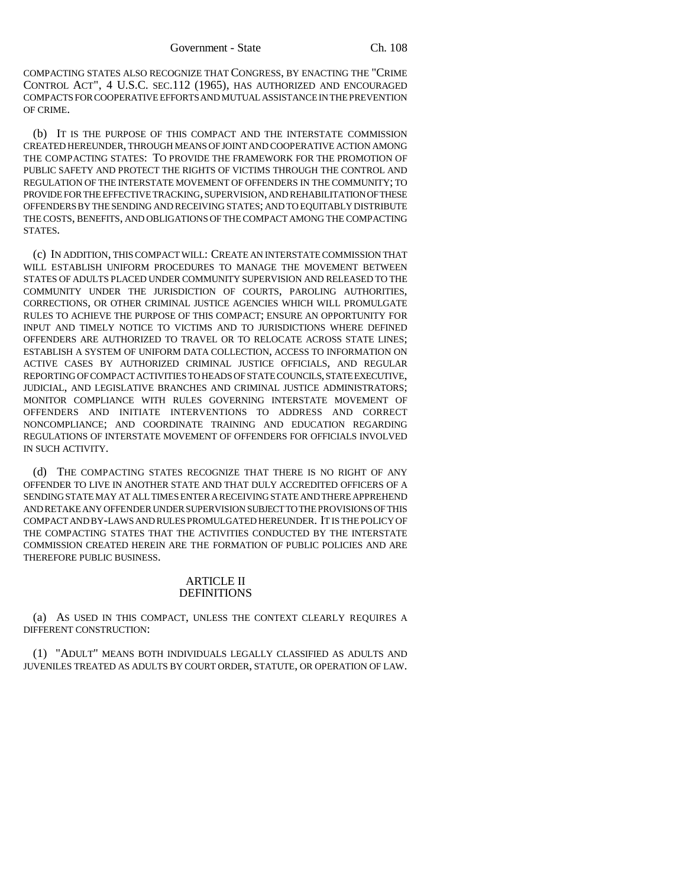COMPACTING STATES ALSO RECOGNIZE THAT CONGRESS, BY ENACTING THE "CRIME CONTROL ACT", 4 U.S.C. SEC.112 (1965), HAS AUTHORIZED AND ENCOURAGED COMPACTS FOR COOPERATIVE EFFORTS AND MUTUAL ASSISTANCE IN THE PREVENTION OF CRIME.

(b) IT IS THE PURPOSE OF THIS COMPACT AND THE INTERSTATE COMMISSION CREATED HEREUNDER, THROUGH MEANS OF JOINT AND COOPERATIVE ACTION AMONG THE COMPACTING STATES: TO PROVIDE THE FRAMEWORK FOR THE PROMOTION OF PUBLIC SAFETY AND PROTECT THE RIGHTS OF VICTIMS THROUGH THE CONTROL AND REGULATION OF THE INTERSTATE MOVEMENT OF OFFENDERS IN THE COMMUNITY; TO PROVIDE FOR THE EFFECTIVE TRACKING, SUPERVISION, AND REHABILITATION OF THESE OFFENDERS BY THE SENDING AND RECEIVING STATES; AND TO EQUITABLY DISTRIBUTE THE COSTS, BENEFITS, AND OBLIGATIONS OF THE COMPACT AMONG THE COMPACTING STATES.

(c) IN ADDITION, THIS COMPACT WILL: CREATE AN INTERSTATE COMMISSION THAT WILL ESTABLISH UNIFORM PROCEDURES TO MANAGE THE MOVEMENT BETWEEN STATES OF ADULTS PLACED UNDER COMMUNITY SUPERVISION AND RELEASED TO THE COMMUNITY UNDER THE JURISDICTION OF COURTS, PAROLING AUTHORITIES, CORRECTIONS, OR OTHER CRIMINAL JUSTICE AGENCIES WHICH WILL PROMULGATE RULES TO ACHIEVE THE PURPOSE OF THIS COMPACT; ENSURE AN OPPORTUNITY FOR INPUT AND TIMELY NOTICE TO VICTIMS AND TO JURISDICTIONS WHERE DEFINED OFFENDERS ARE AUTHORIZED TO TRAVEL OR TO RELOCATE ACROSS STATE LINES; ESTABLISH A SYSTEM OF UNIFORM DATA COLLECTION, ACCESS TO INFORMATION ON ACTIVE CASES BY AUTHORIZED CRIMINAL JUSTICE OFFICIALS, AND REGULAR REPORTING OF COMPACT ACTIVITIES TO HEADS OF STATE COUNCILS, STATE EXECUTIVE, JUDICIAL, AND LEGISLATIVE BRANCHES AND CRIMINAL JUSTICE ADMINISTRATORS; MONITOR COMPLIANCE WITH RULES GOVERNING INTERSTATE MOVEMENT OF OFFENDERS AND INITIATE INTERVENTIONS TO ADDRESS AND CORRECT NONCOMPLIANCE; AND COORDINATE TRAINING AND EDUCATION REGARDING REGULATIONS OF INTERSTATE MOVEMENT OF OFFENDERS FOR OFFICIALS INVOLVED IN SUCH ACTIVITY.

(d) THE COMPACTING STATES RECOGNIZE THAT THERE IS NO RIGHT OF ANY OFFENDER TO LIVE IN ANOTHER STATE AND THAT DULY ACCREDITED OFFICERS OF A SENDING STATE MAY AT ALL TIMES ENTER A RECEIVING STATE AND THERE APPREHEND AND RETAKE ANY OFFENDER UNDER SUPERVISION SUBJECT TO THE PROVISIONS OF THIS COMPACT AND BY-LAWS AND RULES PROMULGATED HEREUNDER. IT IS THE POLICY OF THE COMPACTING STATES THAT THE ACTIVITIES CONDUCTED BY THE INTERSTATE COMMISSION CREATED HEREIN ARE THE FORMATION OF PUBLIC POLICIES AND ARE THEREFORE PUBLIC BUSINESS.

## ARTICLE II
## DEFINITIONS

(a) AS USED IN THIS COMPACT, UNLESS THE CONTEXT CLEARLY REQUIRES A DIFFERENT CONSTRUCTION:

(1) "ADULT" MEANS BOTH INDIVIDUALS LEGALLY CLASSIFIED AS ADULTS AND JUVENILES TREATED AS ADULTS BY COURT ORDER, STATUTE, OR OPERATION OF LAW.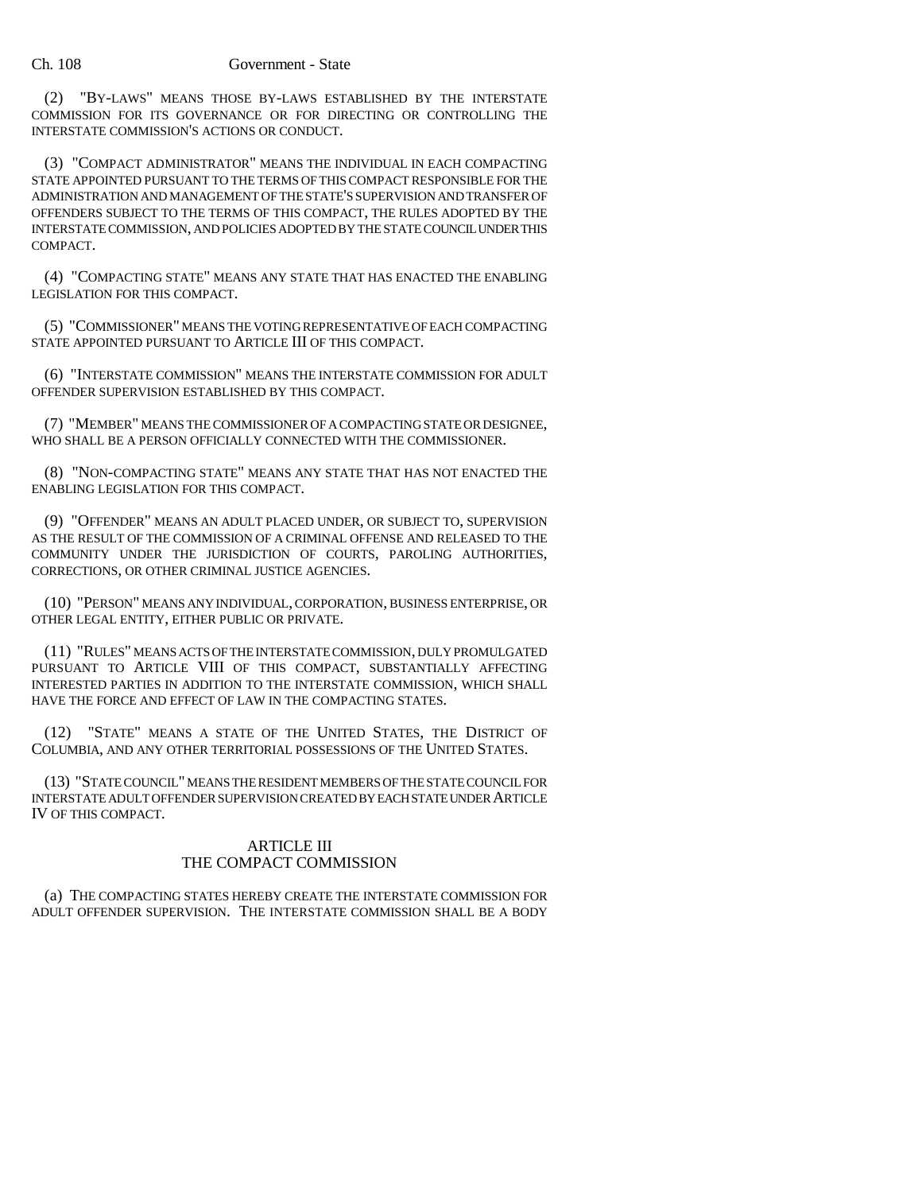(2) "BY-LAWS" MEANS THOSE BY-LAWS ESTABLISHED BY THE INTERSTATE COMMISSION FOR ITS GOVERNANCE OR FOR DIRECTING OR CONTROLLING THE INTERSTATE COMMISSION'S ACTIONS OR CONDUCT.

(3) "COMPACT ADMINISTRATOR" MEANS THE INDIVIDUAL IN EACH COMPACTING STATE APPOINTED PURSUANT TO THE TERMS OF THIS COMPACT RESPONSIBLE FOR THE ADMINISTRATION AND MANAGEMENT OF THE STATE'S SUPERVISION AND TRANSFER OF OFFENDERS SUBJECT TO THE TERMS OF THIS COMPACT, THE RULES ADOPTED BY THE INTERSTATE COMMISSION, AND POLICIES ADOPTED BY THE STATE COUNCIL UNDER THIS COMPACT.

(4) "COMPACTING STATE" MEANS ANY STATE THAT HAS ENACTED THE ENABLING LEGISLATION FOR THIS COMPACT.

(5) "COMMISSIONER" MEANS THE VOTING REPRESENTATIVE OF EACH COMPACTING STATE APPOINTED PURSUANT TO ARTICLE III OF THIS COMPACT.

(6) "INTERSTATE COMMISSION" MEANS THE INTERSTATE COMMISSION FOR ADULT OFFENDER SUPERVISION ESTABLISHED BY THIS COMPACT.

(7) "MEMBER" MEANS THE COMMISSIONER OF A COMPACTING STATE OR DESIGNEE, WHO SHALL BE A PERSON OFFICIALLY CONNECTED WITH THE COMMISSIONER.

(8) "NON-COMPACTING STATE" MEANS ANY STATE THAT HAS NOT ENACTED THE ENABLING LEGISLATION FOR THIS COMPACT.

(9) "OFFENDER" MEANS AN ADULT PLACED UNDER, OR SUBJECT TO, SUPERVISION AS THE RESULT OF THE COMMISSION OF A CRIMINAL OFFENSE AND RELEASED TO THE COMMUNITY UNDER THE JURISDICTION OF COURTS, PAROLING AUTHORITIES, CORRECTIONS, OR OTHER CRIMINAL JUSTICE AGENCIES.

(10) "PERSON" MEANS ANY INDIVIDUAL, CORPORATION, BUSINESS ENTERPRISE, OR OTHER LEGAL ENTITY, EITHER PUBLIC OR PRIVATE.

(11) "RULES" MEANS ACTS OF THE INTERSTATE COMMISSION, DULY PROMULGATED PURSUANT TO ARTICLE VIII OF THIS COMPACT, SUBSTANTIALLY AFFECTING INTERESTED PARTIES IN ADDITION TO THE INTERSTATE COMMISSION, WHICH SHALL HAVE THE FORCE AND EFFECT OF LAW IN THE COMPACTING STATES.

(12) "STATE" MEANS A STATE OF THE UNITED STATES, THE DISTRICT OF COLUMBIA, AND ANY OTHER TERRITORIAL POSSESSIONS OF THE UNITED STATES.

(13) "STATE COUNCIL" MEANS THE RESIDENT MEMBERS OF THE STATE COUNCIL FOR INTERSTATE ADULT OFFENDER SUPERVISION CREATED BY EACH STATE UNDER ARTICLE IV OF THIS COMPACT.

## ARTICLE III
## THE COMPACT COMMISSION

(a) THE COMPACTING STATES HEREBY CREATE THE INTERSTATE COMMISSION FOR ADULT OFFENDER SUPERVISION. THE INTERSTATE COMMISSION SHALL BE A BODY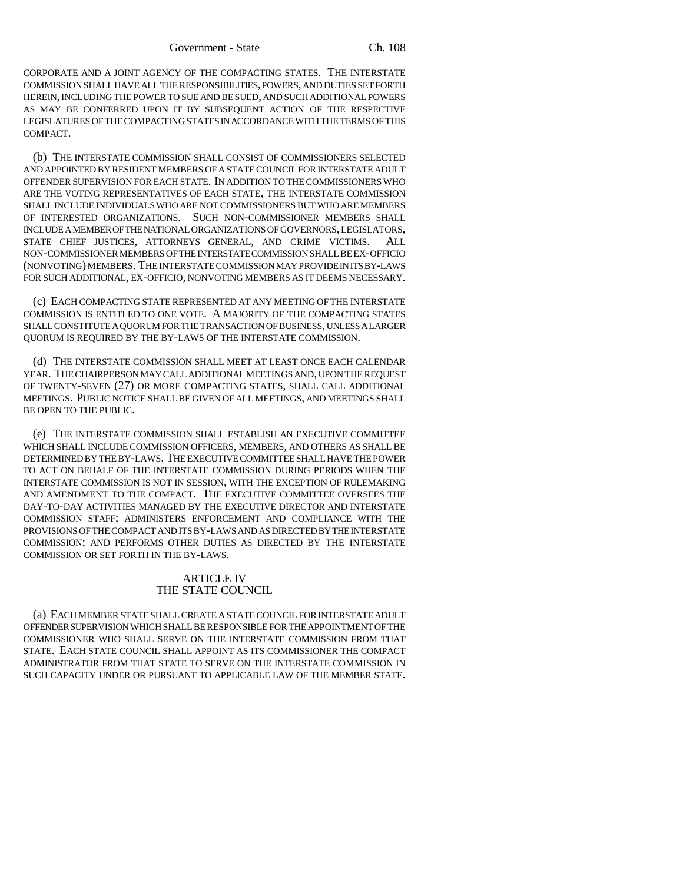CORPORATE AND A JOINT AGENCY OF THE COMPACTING STATES. THE INTERSTATE COMMISSION SHALL HAVE ALL THE RESPONSIBILITIES, POWERS, AND DUTIES SET FORTH HEREIN, INCLUDING THE POWER TO SUE AND BE SUED, AND SUCH ADDITIONAL POWERS AS MAY BE CONFERRED UPON IT BY SUBSEQUENT ACTION OF THE RESPECTIVE LEGISLATURES OF THE COMPACTING STATES IN ACCORDANCE WITH THE TERMS OF THIS COMPACT.

(b) THE INTERSTATE COMMISSION SHALL CONSIST OF COMMISSIONERS SELECTED AND APPOINTED BY RESIDENT MEMBERS OF A STATE COUNCIL FOR INTERSTATE ADULT OFFENDER SUPERVISION FOR EACH STATE. IN ADDITION TO THE COMMISSIONERS WHO ARE THE VOTING REPRESENTATIVES OF EACH STATE, THE INTERSTATE COMMISSION SHALL INCLUDE INDIVIDUALS WHO ARE NOT COMMISSIONERS BUT WHO ARE MEMBERS OF INTERESTED ORGANIZATIONS. SUCH NON-COMMISSIONER MEMBERS SHALL INCLUDE A MEMBER OF THE NATIONAL ORGANIZATIONS OF GOVERNORS, LEGISLATORS, STATE CHIEF JUSTICES, ATTORNEYS GENERAL, AND CRIME VICTIMS. ALL NON-COMMISSIONER MEMBERS OF THE INTERSTATE COMMISSION SHALL BE EX-OFFICIO (NONVOTING) MEMBERS. THE INTERSTATE COMMISSION MAY PROVIDE IN ITS BY-LAWS FOR SUCH ADDITIONAL, EX-OFFICIO, NONVOTING MEMBERS AS IT DEEMS NECESSARY.

(c) EACH COMPACTING STATE REPRESENTED AT ANY MEETING OF THE INTERSTATE COMMISSION IS ENTITLED TO ONE VOTE. A MAJORITY OF THE COMPACTING STATES SHALL CONSTITUTE A QUORUM FOR THE TRANSACTION OF BUSINESS, UNLESS A LARGER QUORUM IS REQUIRED BY THE BY-LAWS OF THE INTERSTATE COMMISSION.

(d) THE INTERSTATE COMMISSION SHALL MEET AT LEAST ONCE EACH CALENDAR YEAR. THE CHAIRPERSON MAY CALL ADDITIONAL MEETINGS AND, UPON THE REQUEST OF TWENTY-SEVEN (27) OR MORE COMPACTING STATES, SHALL CALL ADDITIONAL MEETINGS. PUBLIC NOTICE SHALL BE GIVEN OF ALL MEETINGS, AND MEETINGS SHALL BE OPEN TO THE PUBLIC.

(e) THE INTERSTATE COMMISSION SHALL ESTABLISH AN EXECUTIVE COMMITTEE WHICH SHALL INCLUDE COMMISSION OFFICERS, MEMBERS, AND OTHERS AS SHALL BE DETERMINED BY THE BY-LAWS. THE EXECUTIVE COMMITTEE SHALL HAVE THE POWER TO ACT ON BEHALF OF THE INTERSTATE COMMISSION DURING PERIODS WHEN THE INTERSTATE COMMISSION IS NOT IN SESSION, WITH THE EXCEPTION OF RULEMAKING AND AMENDMENT TO THE COMPACT. THE EXECUTIVE COMMITTEE OVERSEES THE DAY-TO-DAY ACTIVITIES MANAGED BY THE EXECUTIVE DIRECTOR AND INTERSTATE COMMISSION STAFF; ADMINISTERS ENFORCEMENT AND COMPLIANCE WITH THE PROVISIONS OF THE COMPACT AND ITS BY-LAWS AND AS DIRECTED BY THE INTERSTATE COMMISSION; AND PERFORMS OTHER DUTIES AS DIRECTED BY THE INTERSTATE COMMISSION OR SET FORTH IN THE BY-LAWS.

## ARTICLE IV
## THE STATE COUNCIL

(a) EACH MEMBER STATE SHALL CREATE A STATE COUNCIL FOR INTERSTATE ADULT OFFENDER SUPERVISION WHICH SHALL BE RESPONSIBLE FOR THE APPOINTMENT OF THE COMMISSIONER WHO SHALL SERVE ON THE INTERSTATE COMMISSION FROM THAT STATE. EACH STATE COUNCIL SHALL APPOINT AS ITS COMMISSIONER THE COMPACT ADMINISTRATOR FROM THAT STATE TO SERVE ON THE INTERSTATE COMMISSION IN SUCH CAPACITY UNDER OR PURSUANT TO APPLICABLE LAW OF THE MEMBER STATE.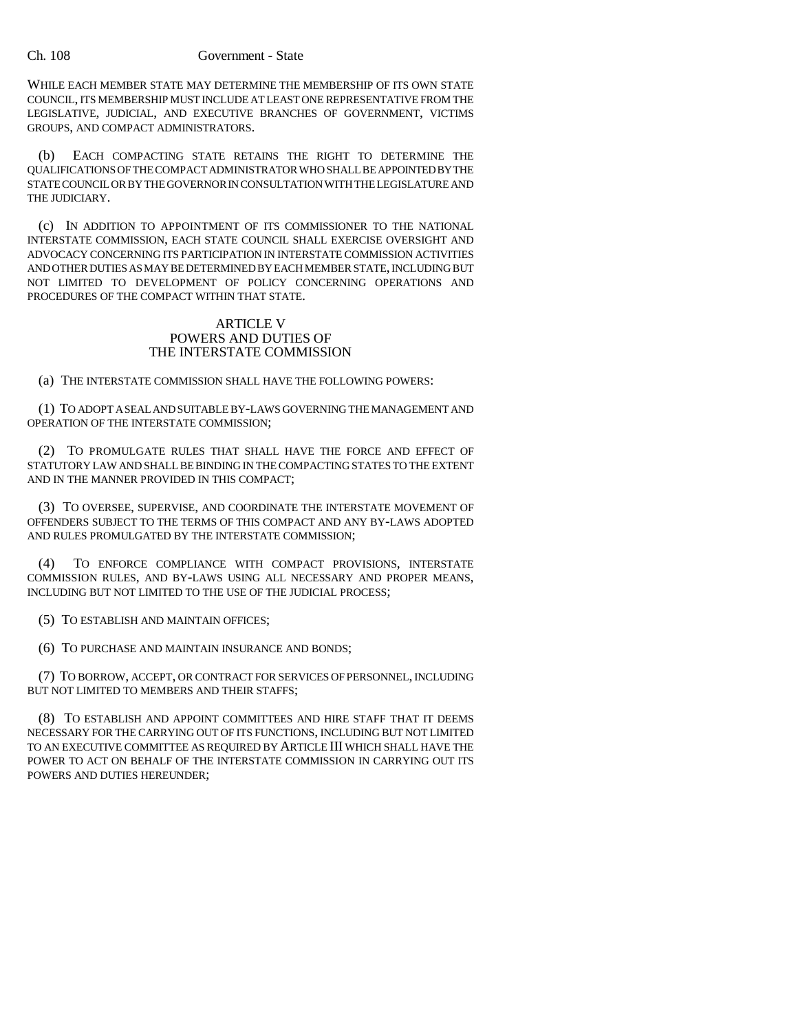WHILE EACH MEMBER STATE MAY DETERMINE THE MEMBERSHIP OF ITS OWN STATE COUNCIL, ITS MEMBERSHIP MUST INCLUDE AT LEAST ONE REPRESENTATIVE FROM THE LEGISLATIVE, JUDICIAL, AND EXECUTIVE BRANCHES OF GOVERNMENT, VICTIMS GROUPS, AND COMPACT ADMINISTRATORS.

(b) EACH COMPACTING STATE RETAINS THE RIGHT TO DETERMINE THE QUALIFICATIONS OF THE COMPACT ADMINISTRATOR WHO SHALL BE APPOINTED BY THE STATE COUNCIL OR BY THE GOVERNOR IN CONSULTATION WITH THE LEGISLATURE AND THE JUDICIARY.

(c) IN ADDITION TO APPOINTMENT OF ITS COMMISSIONER TO THE NATIONAL INTERSTATE COMMISSION, EACH STATE COUNCIL SHALL EXERCISE OVERSIGHT AND ADVOCACY CONCERNING ITS PARTICIPATION IN INTERSTATE COMMISSION ACTIVITIES AND OTHER DUTIES AS MAY BE DETERMINED BY EACH MEMBER STATE, INCLUDING BUT NOT LIMITED TO DEVELOPMENT OF POLICY CONCERNING OPERATIONS AND PROCEDURES OF THE COMPACT WITHIN THAT STATE.

## ARTICLE V
## POWERS AND DUTIES OF THE INTERSTATE COMMISSION

(a) THE INTERSTATE COMMISSION SHALL HAVE THE FOLLOWING POWERS:

(1) TO ADOPT A SEAL AND SUITABLE BY-LAWS GOVERNING THE MANAGEMENT AND OPERATION OF THE INTERSTATE COMMISSION;

(2) TO PROMULGATE RULES THAT SHALL HAVE THE FORCE AND EFFECT OF STATUTORY LAW AND SHALL BE BINDING IN THE COMPACTING STATES TO THE EXTENT AND IN THE MANNER PROVIDED IN THIS COMPACT;

(3) TO OVERSEE, SUPERVISE, AND COORDINATE THE INTERSTATE MOVEMENT OF OFFENDERS SUBJECT TO THE TERMS OF THIS COMPACT AND ANY BY-LAWS ADOPTED AND RULES PROMULGATED BY THE INTERSTATE COMMISSION;

(4) TO ENFORCE COMPLIANCE WITH COMPACT PROVISIONS, INTERSTATE COMMISSION RULES, AND BY-LAWS USING ALL NECESSARY AND PROPER MEANS, INCLUDING BUT NOT LIMITED TO THE USE OF THE JUDICIAL PROCESS;

(5) TO ESTABLISH AND MAINTAIN OFFICES;

(6) TO PURCHASE AND MAINTAIN INSURANCE AND BONDS;

(7) TO BORROW, ACCEPT, OR CONTRACT FOR SERVICES OF PERSONNEL, INCLUDING BUT NOT LIMITED TO MEMBERS AND THEIR STAFFS;

(8) TO ESTABLISH AND APPOINT COMMITTEES AND HIRE STAFF THAT IT DEEMS NECESSARY FOR THE CARRYING OUT OF ITS FUNCTIONS, INCLUDING BUT NOT LIMITED TO AN EXECUTIVE COMMITTEE AS REQUIRED BY ARTICLE III WHICH SHALL HAVE THE POWER TO ACT ON BEHALF OF THE INTERSTATE COMMISSION IN CARRYING OUT ITS POWERS AND DUTIES HEREUNDER;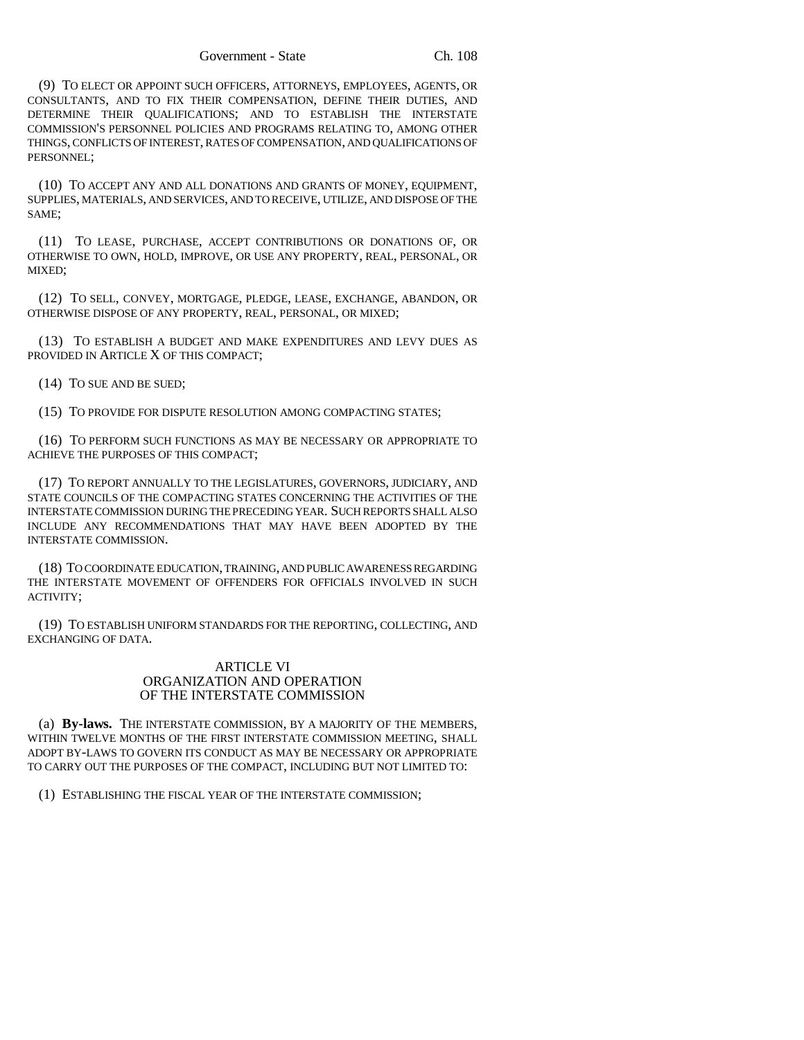(9) TO ELECT OR APPOINT SUCH OFFICERS, ATTORNEYS, EMPLOYEES, AGENTS, OR CONSULTANTS, AND TO FIX THEIR COMPENSATION, DEFINE THEIR DUTIES, AND DETERMINE THEIR QUALIFICATIONS; AND TO ESTABLISH THE INTERSTATE COMMISSION'S PERSONNEL POLICIES AND PROGRAMS RELATING TO, AMONG OTHER THINGS, CONFLICTS OF INTEREST, RATES OF COMPENSATION, AND QUALIFICATIONS OF PERSONNEL;

(10) TO ACCEPT ANY AND ALL DONATIONS AND GRANTS OF MONEY, EQUIPMENT, SUPPLIES, MATERIALS, AND SERVICES, AND TO RECEIVE, UTILIZE, AND DISPOSE OF THE SAME;

(11) TO LEASE, PURCHASE, ACCEPT CONTRIBUTIONS OR DONATIONS OF, OR OTHERWISE TO OWN, HOLD, IMPROVE, OR USE ANY PROPERTY, REAL, PERSONAL, OR MIXED;

(12) TO SELL, CONVEY, MORTGAGE, PLEDGE, LEASE, EXCHANGE, ABANDON, OR OTHERWISE DISPOSE OF ANY PROPERTY, REAL, PERSONAL, OR MIXED;

(13) TO ESTABLISH A BUDGET AND MAKE EXPENDITURES AND LEVY DUES AS PROVIDED IN ARTICLE X OF THIS COMPACT;

(14) TO SUE AND BE SUED;

(15) TO PROVIDE FOR DISPUTE RESOLUTION AMONG COMPACTING STATES;

(16) TO PERFORM SUCH FUNCTIONS AS MAY BE NECESSARY OR APPROPRIATE TO ACHIEVE THE PURPOSES OF THIS COMPACT;

(17) TO REPORT ANNUALLY TO THE LEGISLATURES, GOVERNORS, JUDICIARY, AND STATE COUNCILS OF THE COMPACTING STATES CONCERNING THE ACTIVITIES OF THE INTERSTATE COMMISSION DURING THE PRECEDING YEAR. SUCH REPORTS SHALL ALSO INCLUDE ANY RECOMMENDATIONS THAT MAY HAVE BEEN ADOPTED BY THE INTERSTATE COMMISSION.

(18) TO COORDINATE EDUCATION, TRAINING, AND PUBLIC AWARENESS REGARDING THE INTERSTATE MOVEMENT OF OFFENDERS FOR OFFICIALS INVOLVED IN SUCH ACTIVITY;

(19) TO ESTABLISH UNIFORM STANDARDS FOR THE REPORTING, COLLECTING, AND EXCHANGING OF DATA.

## ARTICLE VI
## ORGANIZATION AND OPERATION OF THE INTERSTATE COMMISSION

(a) **By-laws.** THE INTERSTATE COMMISSION, BY A MAJORITY OF THE MEMBERS, WITHIN TWELVE MONTHS OF THE FIRST INTERSTATE COMMISSION MEETING, SHALL ADOPT BY-LAWS TO GOVERN ITS CONDUCT AS MAY BE NECESSARY OR APPROPRIATE TO CARRY OUT THE PURPOSES OF THE COMPACT, INCLUDING BUT NOT LIMITED TO:

(1) ESTABLISHING THE FISCAL YEAR OF THE INTERSTATE COMMISSION;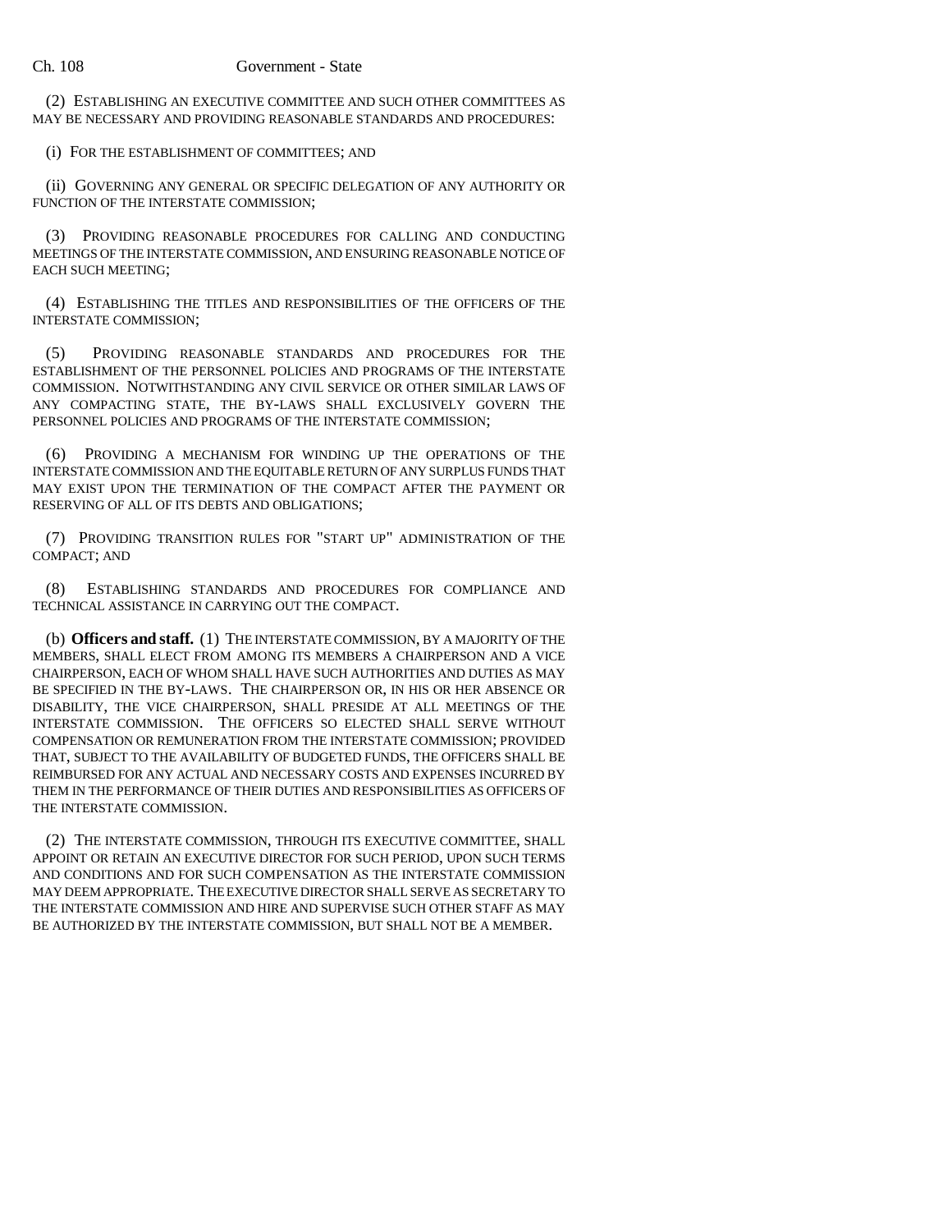(2) ESTABLISHING AN EXECUTIVE COMMITTEE AND SUCH OTHER COMMITTEES AS MAY BE NECESSARY AND PROVIDING REASONABLE STANDARDS AND PROCEDURES:

(i) FOR THE ESTABLISHMENT OF COMMITTEES; AND

(ii) GOVERNING ANY GENERAL OR SPECIFIC DELEGATION OF ANY AUTHORITY OR FUNCTION OF THE INTERSTATE COMMISSION;

(3) PROVIDING REASONABLE PROCEDURES FOR CALLING AND CONDUCTING MEETINGS OF THE INTERSTATE COMMISSION, AND ENSURING REASONABLE NOTICE OF EACH SUCH MEETING;

(4) ESTABLISHING THE TITLES AND RESPONSIBILITIES OF THE OFFICERS OF THE INTERSTATE COMMISSION;

(5) PROVIDING REASONABLE STANDARDS AND PROCEDURES FOR THE ESTABLISHMENT OF THE PERSONNEL POLICIES AND PROGRAMS OF THE INTERSTATE COMMISSION. NOTWITHSTANDING ANY CIVIL SERVICE OR OTHER SIMILAR LAWS OF ANY COMPACTING STATE, THE BY-LAWS SHALL EXCLUSIVELY GOVERN THE PERSONNEL POLICIES AND PROGRAMS OF THE INTERSTATE COMMISSION;

(6) PROVIDING A MECHANISM FOR WINDING UP THE OPERATIONS OF THE INTERSTATE COMMISSION AND THE EQUITABLE RETURN OF ANY SURPLUS FUNDS THAT MAY EXIST UPON THE TERMINATION OF THE COMPACT AFTER THE PAYMENT OR RESERVING OF ALL OF ITS DEBTS AND OBLIGATIONS;

(7) PROVIDING TRANSITION RULES FOR "START UP" ADMINISTRATION OF THE COMPACT; AND

(8) ESTABLISHING STANDARDS AND PROCEDURES FOR COMPLIANCE AND TECHNICAL ASSISTANCE IN CARRYING OUT THE COMPACT.

(b) **Officers and staff.** (1) THE INTERSTATE COMMISSION, BY A MAJORITY OF THE MEMBERS, SHALL ELECT FROM AMONG ITS MEMBERS A CHAIRPERSON AND A VICE CHAIRPERSON, EACH OF WHOM SHALL HAVE SUCH AUTHORITIES AND DUTIES AS MAY BE SPECIFIED IN THE BY-LAWS. THE CHAIRPERSON OR, IN HIS OR HER ABSENCE OR DISABILITY, THE VICE CHAIRPERSON, SHALL PRESIDE AT ALL MEETINGS OF THE INTERSTATE COMMISSION. THE OFFICERS SO ELECTED SHALL SERVE WITHOUT COMPENSATION OR REMUNERATION FROM THE INTERSTATE COMMISSION; PROVIDED THAT, SUBJECT TO THE AVAILABILITY OF BUDGETED FUNDS, THE OFFICERS SHALL BE REIMBURSED FOR ANY ACTUAL AND NECESSARY COSTS AND EXPENSES INCURRED BY THEM IN THE PERFORMANCE OF THEIR DUTIES AND RESPONSIBILITIES AS OFFICERS OF THE INTERSTATE COMMISSION.

(2) THE INTERSTATE COMMISSION, THROUGH ITS EXECUTIVE COMMITTEE, SHALL APPOINT OR RETAIN AN EXECUTIVE DIRECTOR FOR SUCH PERIOD, UPON SUCH TERMS AND CONDITIONS AND FOR SUCH COMPENSATION AS THE INTERSTATE COMMISSION MAY DEEM APPROPRIATE. THE EXECUTIVE DIRECTOR SHALL SERVE AS SECRETARY TO THE INTERSTATE COMMISSION AND HIRE AND SUPERVISE SUCH OTHER STAFF AS MAY BE AUTHORIZED BY THE INTERSTATE COMMISSION, BUT SHALL NOT BE A MEMBER.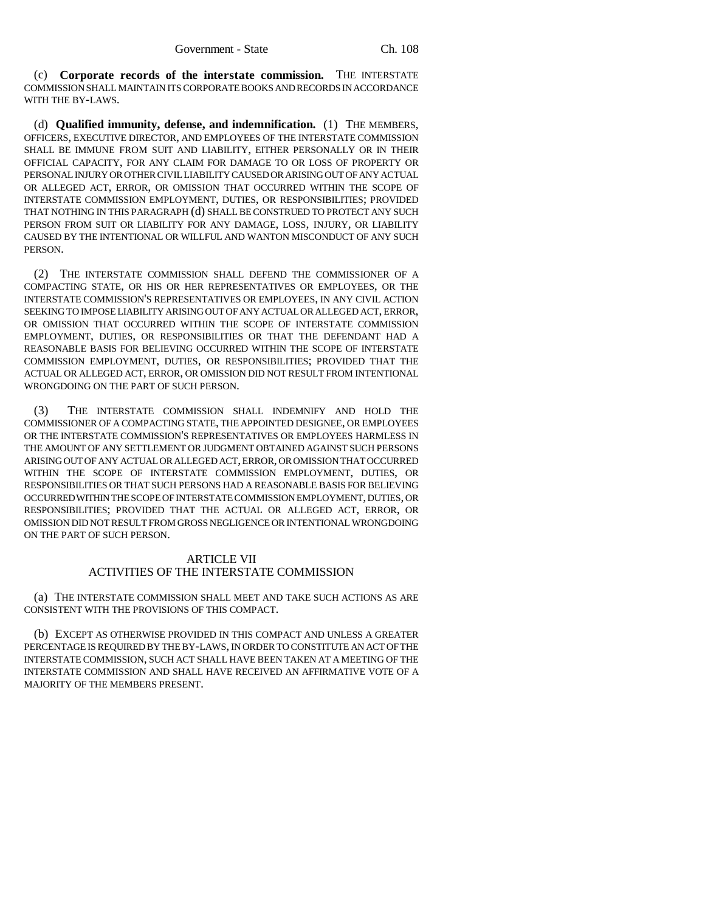(c) **Corporate records of the interstate commission.** THE INTERSTATE COMMISSION SHALL MAINTAIN ITS CORPORATE BOOKS AND RECORDS IN ACCORDANCE WITH THE BY-LAWS.

(d) **Qualified immunity, defense, and indemnification.** (1) THE MEMBERS, OFFICERS, EXECUTIVE DIRECTOR, AND EMPLOYEES OF THE INTERSTATE COMMISSION SHALL BE IMMUNE FROM SUIT AND LIABILITY, EITHER PERSONALLY OR IN THEIR OFFICIAL CAPACITY, FOR ANY CLAIM FOR DAMAGE TO OR LOSS OF PROPERTY OR PERSONAL INJURY OR OTHER CIVIL LIABILITY CAUSED OR ARISING OUT OF ANY ACTUAL OR ALLEGED ACT, ERROR, OR OMISSION THAT OCCURRED WITHIN THE SCOPE OF INTERSTATE COMMISSION EMPLOYMENT, DUTIES, OR RESPONSIBILITIES; PROVIDED THAT NOTHING IN THIS PARAGRAPH (d) SHALL BE CONSTRUED TO PROTECT ANY SUCH PERSON FROM SUIT OR LIABILITY FOR ANY DAMAGE, LOSS, INJURY, OR LIABILITY CAUSED BY THE INTENTIONAL OR WILLFUL AND WANTON MISCONDUCT OF ANY SUCH PERSON.

(2) THE INTERSTATE COMMISSION SHALL DEFEND THE COMMISSIONER OF A COMPACTING STATE, OR HIS OR HER REPRESENTATIVES OR EMPLOYEES, OR THE INTERSTATE COMMISSION'S REPRESENTATIVES OR EMPLOYEES, IN ANY CIVIL ACTION SEEKING TO IMPOSE LIABILITY ARISING OUT OF ANY ACTUAL OR ALLEGED ACT, ERROR, OR OMISSION THAT OCCURRED WITHIN THE SCOPE OF INTERSTATE COMMISSION EMPLOYMENT, DUTIES, OR RESPONSIBILITIES OR THAT THE DEFENDANT HAD A REASONABLE BASIS FOR BELIEVING OCCURRED WITHIN THE SCOPE OF INTERSTATE COMMISSION EMPLOYMENT, DUTIES, OR RESPONSIBILITIES; PROVIDED THAT THE ACTUAL OR ALLEGED ACT, ERROR, OR OMISSION DID NOT RESULT FROM INTENTIONAL WRONGDOING ON THE PART OF SUCH PERSON.

(3) THE INTERSTATE COMMISSION SHALL INDEMNIFY AND HOLD THE COMMISSIONER OF A COMPACTING STATE, THE APPOINTED DESIGNEE, OR EMPLOYEES OR THE INTERSTATE COMMISSION'S REPRESENTATIVES OR EMPLOYEES HARMLESS IN THE AMOUNT OF ANY SETTLEMENT OR JUDGMENT OBTAINED AGAINST SUCH PERSONS ARISING OUT OF ANY ACTUAL OR ALLEGED ACT, ERROR, OR OMISSION THAT OCCURRED WITHIN THE SCOPE OF INTERSTATE COMMISSION EMPLOYMENT, DUTIES, OR RESPONSIBILITIES OR THAT SUCH PERSONS HAD A REASONABLE BASIS FOR BELIEVING OCCURRED WITHIN THE SCOPE OF INTERSTATE COMMISSION EMPLOYMENT, DUTIES, OR RESPONSIBILITIES; PROVIDED THAT THE ACTUAL OR ALLEGED ACT, ERROR, OR OMISSION DID NOT RESULT FROM GROSS NEGLIGENCE OR INTENTIONAL WRONGDOING ON THE PART OF SUCH PERSON.

## ARTICLE VII
## ACTIVITIES OF THE INTERSTATE COMMISSION

(a) THE INTERSTATE COMMISSION SHALL MEET AND TAKE SUCH ACTIONS AS ARE CONSISTENT WITH THE PROVISIONS OF THIS COMPACT.

(b) EXCEPT AS OTHERWISE PROVIDED IN THIS COMPACT AND UNLESS A GREATER PERCENTAGE IS REQUIRED BY THE BY-LAWS, IN ORDER TO CONSTITUTE AN ACT OF THE INTERSTATE COMMISSION, SUCH ACT SHALL HAVE BEEN TAKEN AT A MEETING OF THE INTERSTATE COMMISSION AND SHALL HAVE RECEIVED AN AFFIRMATIVE VOTE OF A MAJORITY OF THE MEMBERS PRESENT.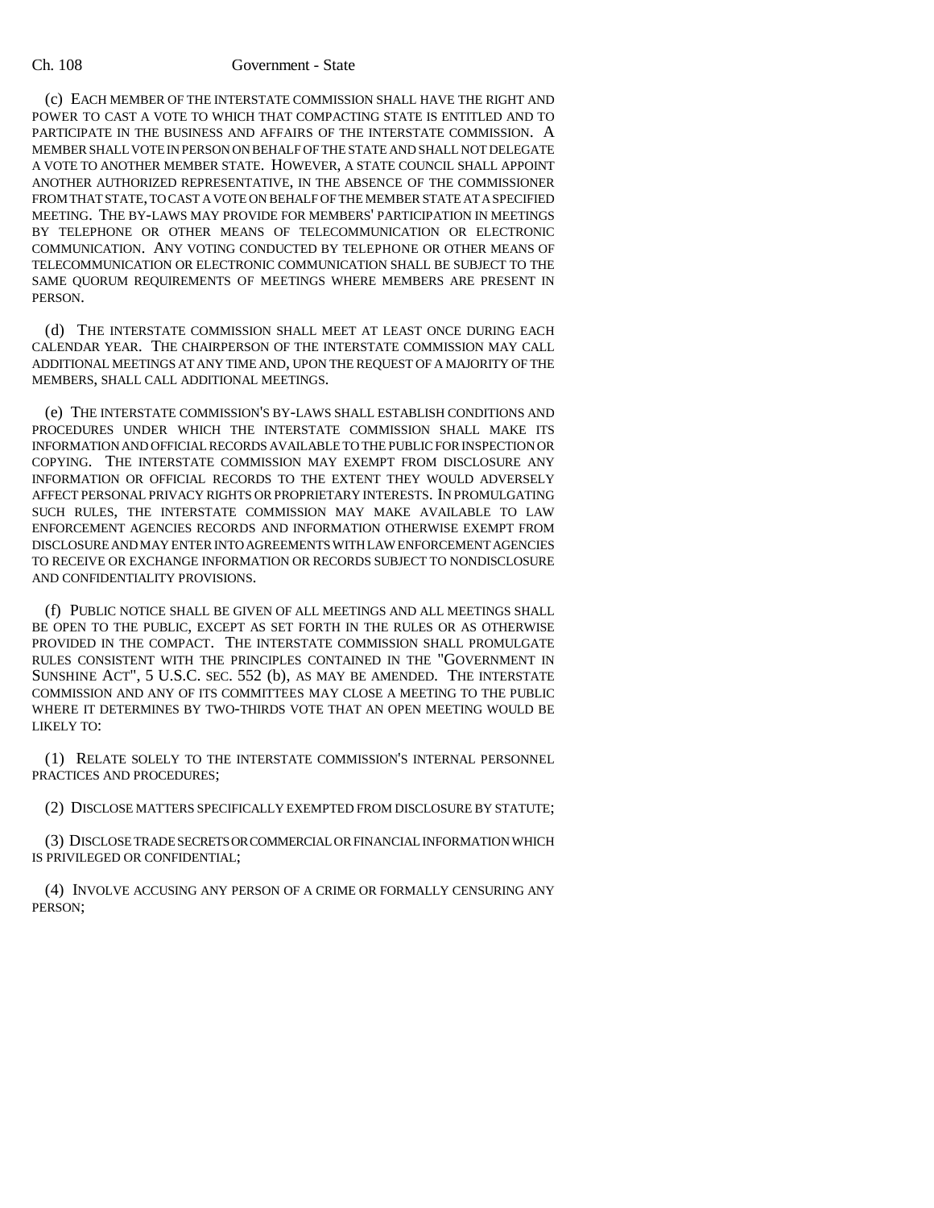(c) EACH MEMBER OF THE INTERSTATE COMMISSION SHALL HAVE THE RIGHT AND POWER TO CAST A VOTE TO WHICH THAT COMPACTING STATE IS ENTITLED AND TO PARTICIPATE IN THE BUSINESS AND AFFAIRS OF THE INTERSTATE COMMISSION. A MEMBER SHALL VOTE IN PERSON ON BEHALF OF THE STATE AND SHALL NOT DELEGATE A VOTE TO ANOTHER MEMBER STATE. HOWEVER, A STATE COUNCIL SHALL APPOINT ANOTHER AUTHORIZED REPRESENTATIVE, IN THE ABSENCE OF THE COMMISSIONER FROM THAT STATE, TO CAST A VOTE ON BEHALF OF THE MEMBER STATE AT A SPECIFIED MEETING. THE BY-LAWS MAY PROVIDE FOR MEMBERS' PARTICIPATION IN MEETINGS BY TELEPHONE OR OTHER MEANS OF TELECOMMUNICATION OR ELECTRONIC COMMUNICATION. ANY VOTING CONDUCTED BY TELEPHONE OR OTHER MEANS OF TELECOMMUNICATION OR ELECTRONIC COMMUNICATION SHALL BE SUBJECT TO THE SAME QUORUM REQUIREMENTS OF MEETINGS WHERE MEMBERS ARE PRESENT IN PERSON.

(d) THE INTERSTATE COMMISSION SHALL MEET AT LEAST ONCE DURING EACH CALENDAR YEAR. THE CHAIRPERSON OF THE INTERSTATE COMMISSION MAY CALL ADDITIONAL MEETINGS AT ANY TIME AND, UPON THE REQUEST OF A MAJORITY OF THE MEMBERS, SHALL CALL ADDITIONAL MEETINGS.

(e) THE INTERSTATE COMMISSION'S BY-LAWS SHALL ESTABLISH CONDITIONS AND PROCEDURES UNDER WHICH THE INTERSTATE COMMISSION SHALL MAKE ITS INFORMATION AND OFFICIAL RECORDS AVAILABLE TO THE PUBLIC FOR INSPECTION OR COPYING. THE INTERSTATE COMMISSION MAY EXEMPT FROM DISCLOSURE ANY INFORMATION OR OFFICIAL RECORDS TO THE EXTENT THEY WOULD ADVERSELY AFFECT PERSONAL PRIVACY RIGHTS OR PROPRIETARY INTERESTS. IN PROMULGATING SUCH RULES, THE INTERSTATE COMMISSION MAY MAKE AVAILABLE TO LAW ENFORCEMENT AGENCIES RECORDS AND INFORMATION OTHERWISE EXEMPT FROM DISCLOSURE AND MAY ENTER INTO AGREEMENTS WITH LAW ENFORCEMENT AGENCIES TO RECEIVE OR EXCHANGE INFORMATION OR RECORDS SUBJECT TO NONDISCLOSURE AND CONFIDENTIALITY PROVISIONS.

(f) PUBLIC NOTICE SHALL BE GIVEN OF ALL MEETINGS AND ALL MEETINGS SHALL BE OPEN TO THE PUBLIC, EXCEPT AS SET FORTH IN THE RULES OR AS OTHERWISE PROVIDED IN THE COMPACT. THE INTERSTATE COMMISSION SHALL PROMULGATE RULES CONSISTENT WITH THE PRINCIPLES CONTAINED IN THE "GOVERNMENT IN SUNSHINE ACT", 5 U.S.C. SEC. 552 (b), AS MAY BE AMENDED. THE INTERSTATE COMMISSION AND ANY OF ITS COMMITTEES MAY CLOSE A MEETING TO THE PUBLIC WHERE IT DETERMINES BY TWO-THIRDS VOTE THAT AN OPEN MEETING WOULD BE LIKELY TO:

(1) RELATE SOLELY TO THE INTERSTATE COMMISSION'S INTERNAL PERSONNEL PRACTICES AND PROCEDURES;

(2) DISCLOSE MATTERS SPECIFICALLY EXEMPTED FROM DISCLOSURE BY STATUTE;

(3) DISCLOSE TRADE SECRETS OR COMMERCIAL OR FINANCIAL INFORMATION WHICH IS PRIVILEGED OR CONFIDENTIAL;

(4) INVOLVE ACCUSING ANY PERSON OF A CRIME OR FORMALLY CENSURING ANY PERSON;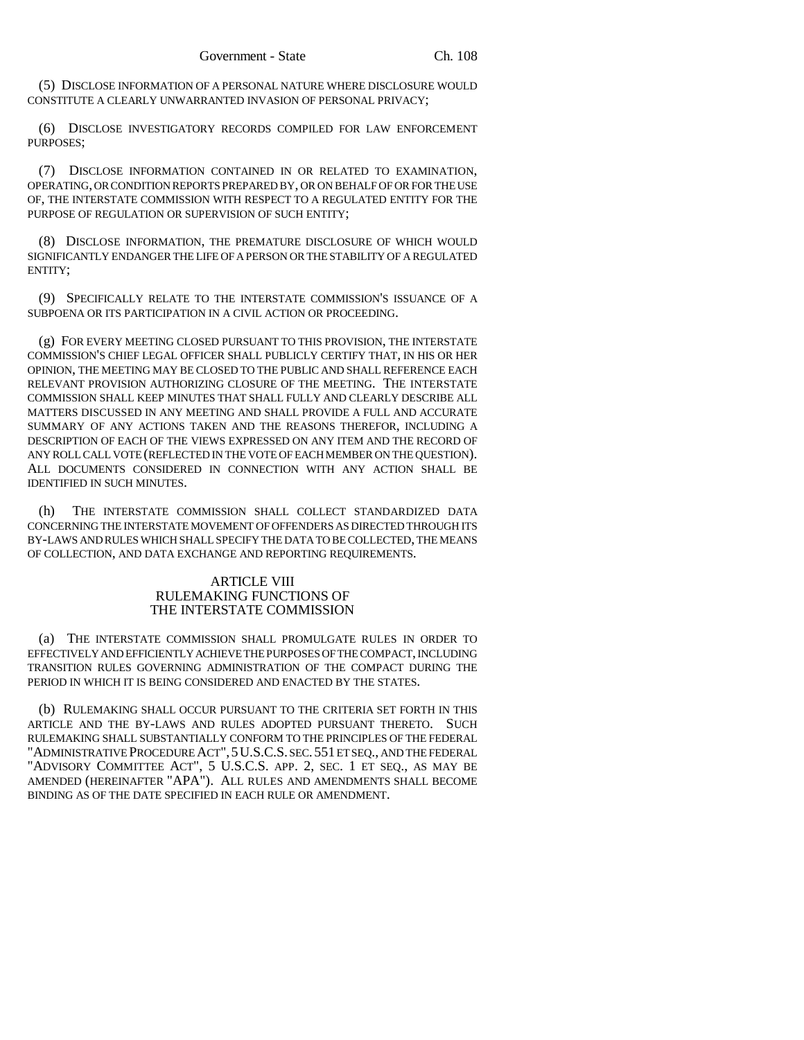(5) DISCLOSE INFORMATION OF A PERSONAL NATURE WHERE DISCLOSURE WOULD CONSTITUTE A CLEARLY UNWARRANTED INVASION OF PERSONAL PRIVACY;

(6) DISCLOSE INVESTIGATORY RECORDS COMPILED FOR LAW ENFORCEMENT PURPOSES;

(7) DISCLOSE INFORMATION CONTAINED IN OR RELATED TO EXAMINATION, OPERATING, OR CONDITION REPORTS PREPARED BY, OR ON BEHALF OF OR FOR THE USE OF, THE INTERSTATE COMMISSION WITH RESPECT TO A REGULATED ENTITY FOR THE PURPOSE OF REGULATION OR SUPERVISION OF SUCH ENTITY;

(8) DISCLOSE INFORMATION, THE PREMATURE DISCLOSURE OF WHICH WOULD SIGNIFICANTLY ENDANGER THE LIFE OF A PERSON OR THE STABILITY OF A REGULATED ENTITY;

(9) SPECIFICALLY RELATE TO THE INTERSTATE COMMISSION'S ISSUANCE OF A SUBPOENA OR ITS PARTICIPATION IN A CIVIL ACTION OR PROCEEDING.

(g) FOR EVERY MEETING CLOSED PURSUANT TO THIS PROVISION, THE INTERSTATE COMMISSION'S CHIEF LEGAL OFFICER SHALL PUBLICLY CERTIFY THAT, IN HIS OR HER OPINION, THE MEETING MAY BE CLOSED TO THE PUBLIC AND SHALL REFERENCE EACH RELEVANT PROVISION AUTHORIZING CLOSURE OF THE MEETING. THE INTERSTATE COMMISSION SHALL KEEP MINUTES THAT SHALL FULLY AND CLEARLY DESCRIBE ALL MATTERS DISCUSSED IN ANY MEETING AND SHALL PROVIDE A FULL AND ACCURATE SUMMARY OF ANY ACTIONS TAKEN AND THE REASONS THEREFOR, INCLUDING A DESCRIPTION OF EACH OF THE VIEWS EXPRESSED ON ANY ITEM AND THE RECORD OF ANY ROLL CALL VOTE (REFLECTED IN THE VOTE OF EACH MEMBER ON THE QUESTION). ALL DOCUMENTS CONSIDERED IN CONNECTION WITH ANY ACTION SHALL BE IDENTIFIED IN SUCH MINUTES.

(h) THE INTERSTATE COMMISSION SHALL COLLECT STANDARDIZED DATA CONCERNING THE INTERSTATE MOVEMENT OF OFFENDERS AS DIRECTED THROUGH ITS BY-LAWS AND RULES WHICH SHALL SPECIFY THE DATA TO BE COLLECTED, THE MEANS OF COLLECTION, AND DATA EXCHANGE AND REPORTING REQUIREMENTS.

## ARTICLE VIII
## RULEMAKING FUNCTIONS OF THE INTERSTATE COMMISSION

(a) THE INTERSTATE COMMISSION SHALL PROMULGATE RULES IN ORDER TO EFFECTIVELY AND EFFICIENTLY ACHIEVE THE PURPOSES OF THE COMPACT, INCLUDING TRANSITION RULES GOVERNING ADMINISTRATION OF THE COMPACT DURING THE PERIOD IN WHICH IT IS BEING CONSIDERED AND ENACTED BY THE STATES.

(b) RULEMAKING SHALL OCCUR PURSUANT TO THE CRITERIA SET FORTH IN THIS ARTICLE AND THE BY-LAWS AND RULES ADOPTED PURSUANT THERETO. SUCH RULEMAKING SHALL SUBSTANTIALLY CONFORM TO THE PRINCIPLES OF THE FEDERAL "ADMINISTRATIVE PROCEDURE ACT", 5 U.S.C.S. SEC. 551 ET SEQ., AND THE FEDERAL "ADVISORY COMMITTEE ACT", 5 U.S.C.S. APP. 2, SEC. 1 ET SEQ., AS MAY BE AMENDED (HEREINAFTER "APA"). ALL RULES AND AMENDMENTS SHALL BECOME BINDING AS OF THE DATE SPECIFIED IN EACH RULE OR AMENDMENT.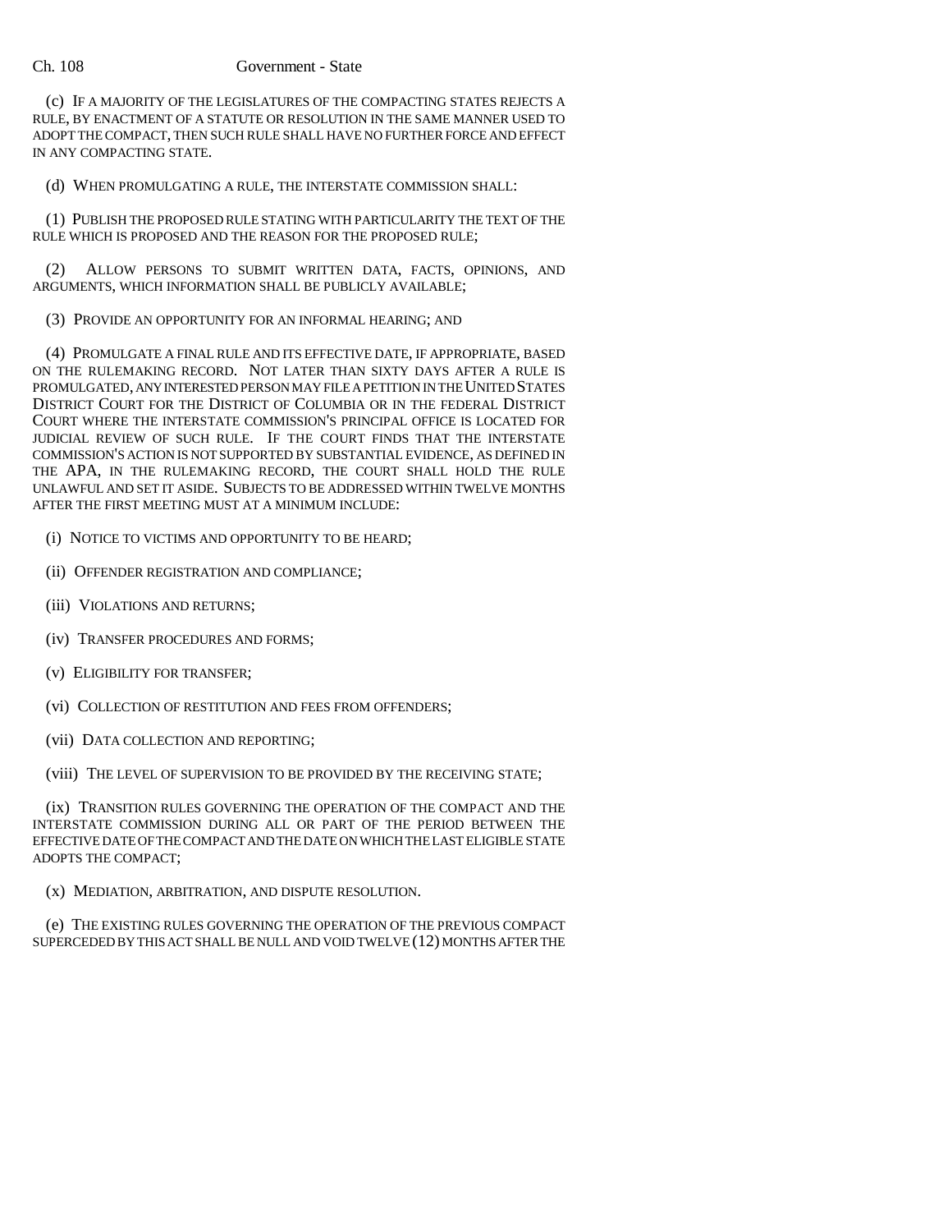(c) IF A MAJORITY OF THE LEGISLATURES OF THE COMPACTING STATES REJECTS A RULE, BY ENACTMENT OF A STATUTE OR RESOLUTION IN THE SAME MANNER USED TO ADOPT THE COMPACT, THEN SUCH RULE SHALL HAVE NO FURTHER FORCE AND EFFECT IN ANY COMPACTING STATE.

(d) WHEN PROMULGATING A RULE, THE INTERSTATE COMMISSION SHALL:

(1) PUBLISH THE PROPOSED RULE STATING WITH PARTICULARITY THE TEXT OF THE RULE WHICH IS PROPOSED AND THE REASON FOR THE PROPOSED RULE;

(2) ALLOW PERSONS TO SUBMIT WRITTEN DATA, FACTS, OPINIONS, AND ARGUMENTS, WHICH INFORMATION SHALL BE PUBLICLY AVAILABLE;

(3) PROVIDE AN OPPORTUNITY FOR AN INFORMAL HEARING; AND

(4) PROMULGATE A FINAL RULE AND ITS EFFECTIVE DATE, IF APPROPRIATE, BASED ON THE RULEMAKING RECORD. NOT LATER THAN SIXTY DAYS AFTER A RULE IS PROMULGATED, ANY INTERESTED PERSON MAY FILE A PETITION IN THE UNITED STATES DISTRICT COURT FOR THE DISTRICT OF COLUMBIA OR IN THE FEDERAL DISTRICT COURT WHERE THE INTERSTATE COMMISSION'S PRINCIPAL OFFICE IS LOCATED FOR JUDICIAL REVIEW OF SUCH RULE. IF THE COURT FINDS THAT THE INTERSTATE COMMISSION'S ACTION IS NOT SUPPORTED BY SUBSTANTIAL EVIDENCE, AS DEFINED IN THE APA, IN THE RULEMAKING RECORD, THE COURT SHALL HOLD THE RULE UNLAWFUL AND SET IT ASIDE. SUBJECTS TO BE ADDRESSED WITHIN TWELVE MONTHS AFTER THE FIRST MEETING MUST AT A MINIMUM INCLUDE:

(i) NOTICE TO VICTIMS AND OPPORTUNITY TO BE HEARD;

(ii) OFFENDER REGISTRATION AND COMPLIANCE;

(iii) VIOLATIONS AND RETURNS;

(iv) TRANSFER PROCEDURES AND FORMS;

(v) ELIGIBILITY FOR TRANSFER;

(vi) COLLECTION OF RESTITUTION AND FEES FROM OFFENDERS;

(vii) DATA COLLECTION AND REPORTING;

(viii) THE LEVEL OF SUPERVISION TO BE PROVIDED BY THE RECEIVING STATE;

(ix) TRANSITION RULES GOVERNING THE OPERATION OF THE COMPACT AND THE INTERSTATE COMMISSION DURING ALL OR PART OF THE PERIOD BETWEEN THE EFFECTIVE DATE OF THE COMPACT AND THE DATE ON WHICH THE LAST ELIGIBLE STATE ADOPTS THE COMPACT;

(x) MEDIATION, ARBITRATION, AND DISPUTE RESOLUTION.

(e) THE EXISTING RULES GOVERNING THE OPERATION OF THE PREVIOUS COMPACT SUPERCEDED BY THIS ACT SHALL BE NULL AND VOID TWELVE (12) MONTHS AFTER THE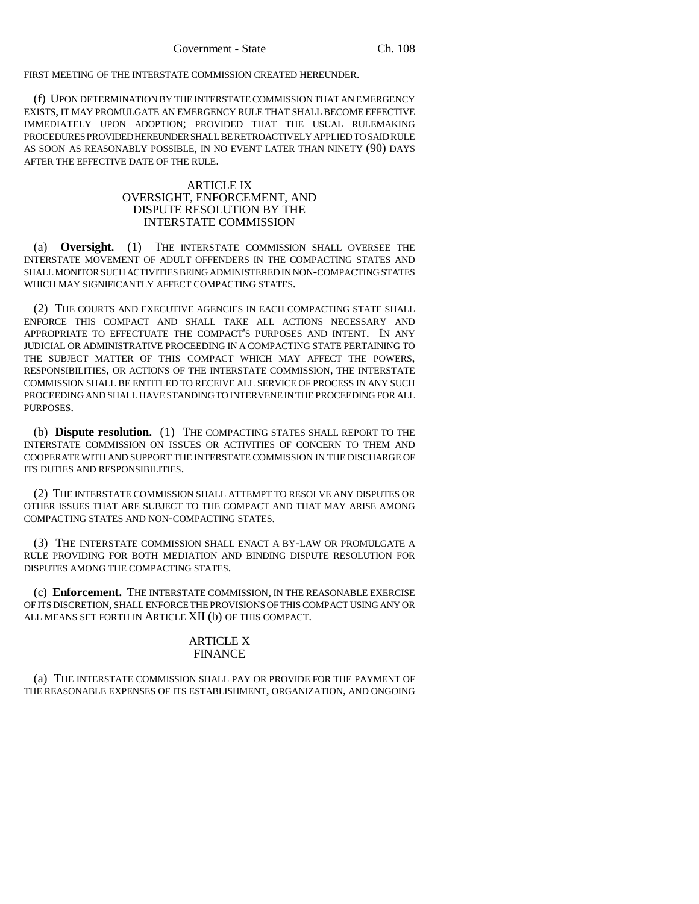FIRST MEETING OF THE INTERSTATE COMMISSION CREATED HEREUNDER.

(f) UPON DETERMINATION BY THE INTERSTATE COMMISSION THAT AN EMERGENCY EXISTS, IT MAY PROMULGATE AN EMERGENCY RULE THAT SHALL BECOME EFFECTIVE IMMEDIATELY UPON ADOPTION; PROVIDED THAT THE USUAL RULEMAKING PROCEDURES PROVIDED HEREUNDER SHALL BE RETROACTIVELY APPLIED TO SAID RULE AS SOON AS REASONABLY POSSIBLE, IN NO EVENT LATER THAN NINETY (90) DAYS AFTER THE EFFECTIVE DATE OF THE RULE.

## ARTICLE IX
## OVERSIGHT, ENFORCEMENT, AND DISPUTE RESOLUTION BY THE INTERSTATE COMMISSION

(a) **Oversight.** (1) THE INTERSTATE COMMISSION SHALL OVERSEE THE INTERSTATE MOVEMENT OF ADULT OFFENDERS IN THE COMPACTING STATES AND SHALL MONITOR SUCH ACTIVITIES BEING ADMINISTERED IN NON-COMPACTING STATES WHICH MAY SIGNIFICANTLY AFFECT COMPACTING STATES.

(2) THE COURTS AND EXECUTIVE AGENCIES IN EACH COMPACTING STATE SHALL ENFORCE THIS COMPACT AND SHALL TAKE ALL ACTIONS NECESSARY AND APPROPRIATE TO EFFECTUATE THE COMPACT'S PURPOSES AND INTENT. IN ANY JUDICIAL OR ADMINISTRATIVE PROCEEDING IN A COMPACTING STATE PERTAINING TO THE SUBJECT MATTER OF THIS COMPACT WHICH MAY AFFECT THE POWERS, RESPONSIBILITIES, OR ACTIONS OF THE INTERSTATE COMMISSION, THE INTERSTATE COMMISSION SHALL BE ENTITLED TO RECEIVE ALL SERVICE OF PROCESS IN ANY SUCH PROCEEDING AND SHALL HAVE STANDING TO INTERVENE IN THE PROCEEDING FOR ALL PURPOSES.

(b) **Dispute resolution.** (1) THE COMPACTING STATES SHALL REPORT TO THE INTERSTATE COMMISSION ON ISSUES OR ACTIVITIES OF CONCERN TO THEM AND COOPERATE WITH AND SUPPORT THE INTERSTATE COMMISSION IN THE DISCHARGE OF ITS DUTIES AND RESPONSIBILITIES.

(2) THE INTERSTATE COMMISSION SHALL ATTEMPT TO RESOLVE ANY DISPUTES OR OTHER ISSUES THAT ARE SUBJECT TO THE COMPACT AND THAT MAY ARISE AMONG COMPACTING STATES AND NON-COMPACTING STATES.

(3) THE INTERSTATE COMMISSION SHALL ENACT A BY-LAW OR PROMULGATE A RULE PROVIDING FOR BOTH MEDIATION AND BINDING DISPUTE RESOLUTION FOR DISPUTES AMONG THE COMPACTING STATES.

(c) **Enforcement.** THE INTERSTATE COMMISSION, IN THE REASONABLE EXERCISE OF ITS DISCRETION, SHALL ENFORCE THE PROVISIONS OF THIS COMPACT USING ANY OR ALL MEANS SET FORTH IN ARTICLE XII (b) OF THIS COMPACT.

## ARTICLE X
## FINANCE

(a) THE INTERSTATE COMMISSION SHALL PAY OR PROVIDE FOR THE PAYMENT OF THE REASONABLE EXPENSES OF ITS ESTABLISHMENT, ORGANIZATION, AND ONGOING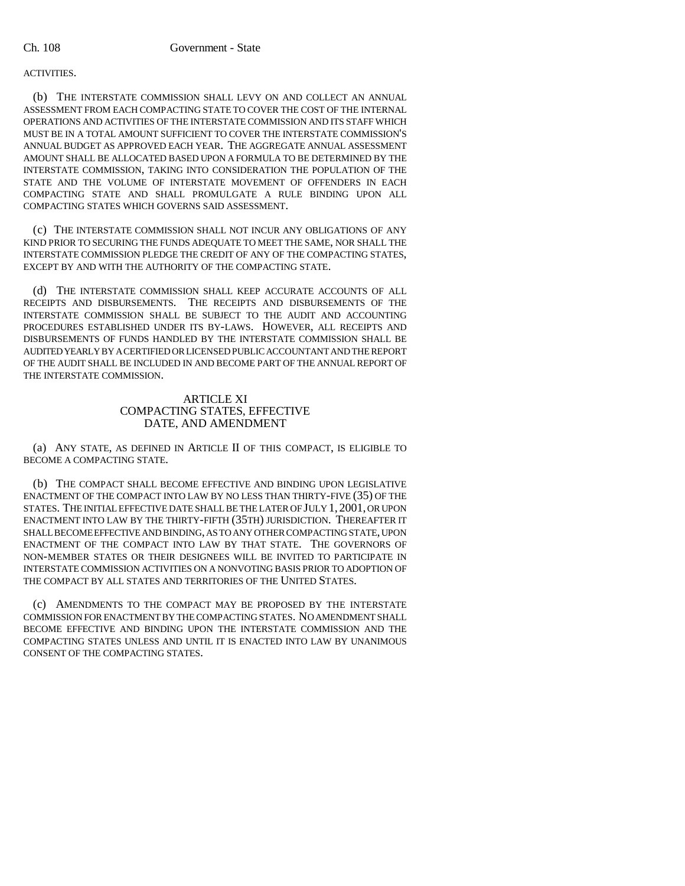ACTIVITIES.

(b) THE INTERSTATE COMMISSION SHALL LEVY ON AND COLLECT AN ANNUAL ASSESSMENT FROM EACH COMPACTING STATE TO COVER THE COST OF THE INTERNAL OPERATIONS AND ACTIVITIES OF THE INTERSTATE COMMISSION AND ITS STAFF WHICH MUST BE IN A TOTAL AMOUNT SUFFICIENT TO COVER THE INTERSTATE COMMISSION'S ANNUAL BUDGET AS APPROVED EACH YEAR. THE AGGREGATE ANNUAL ASSESSMENT AMOUNT SHALL BE ALLOCATED BASED UPON A FORMULA TO BE DETERMINED BY THE INTERSTATE COMMISSION, TAKING INTO CONSIDERATION THE POPULATION OF THE STATE AND THE VOLUME OF INTERSTATE MOVEMENT OF OFFENDERS IN EACH COMPACTING STATE AND SHALL PROMULGATE A RULE BINDING UPON ALL COMPACTING STATES WHICH GOVERNS SAID ASSESSMENT.

(c) THE INTERSTATE COMMISSION SHALL NOT INCUR ANY OBLIGATIONS OF ANY KIND PRIOR TO SECURING THE FUNDS ADEQUATE TO MEET THE SAME, NOR SHALL THE INTERSTATE COMMISSION PLEDGE THE CREDIT OF ANY OF THE COMPACTING STATES, EXCEPT BY AND WITH THE AUTHORITY OF THE COMPACTING STATE.

(d) THE INTERSTATE COMMISSION SHALL KEEP ACCURATE ACCOUNTS OF ALL RECEIPTS AND DISBURSEMENTS. THE RECEIPTS AND DISBURSEMENTS OF THE INTERSTATE COMMISSION SHALL BE SUBJECT TO THE AUDIT AND ACCOUNTING PROCEDURES ESTABLISHED UNDER ITS BY-LAWS. HOWEVER, ALL RECEIPTS AND DISBURSEMENTS OF FUNDS HANDLED BY THE INTERSTATE COMMISSION SHALL BE AUDITED YEARLY BY A CERTIFIED OR LICENSED PUBLIC ACCOUNTANT AND THE REPORT OF THE AUDIT SHALL BE INCLUDED IN AND BECOME PART OF THE ANNUAL REPORT OF THE INTERSTATE COMMISSION.

## ARTICLE XI
## COMPACTING STATES, EFFECTIVE DATE, AND AMENDMENT

(a) ANY STATE, AS DEFINED IN ARTICLE II OF THIS COMPACT, IS ELIGIBLE TO BECOME A COMPACTING STATE.

(b) THE COMPACT SHALL BECOME EFFECTIVE AND BINDING UPON LEGISLATIVE ENACTMENT OF THE COMPACT INTO LAW BY NO LESS THAN THIRTY-FIVE (35) OF THE STATES. THE INITIAL EFFECTIVE DATE SHALL BE THE LATER OF JULY 1, 2001, OR UPON ENACTMENT INTO LAW BY THE THIRTY-FIFTH (35TH) JURISDICTION. THEREAFTER IT SHALL BECOME EFFECTIVE AND BINDING, AS TO ANY OTHER COMPACTING STATE, UPON ENACTMENT OF THE COMPACT INTO LAW BY THAT STATE. THE GOVERNORS OF NON-MEMBER STATES OR THEIR DESIGNEES WILL BE INVITED TO PARTICIPATE IN INTERSTATE COMMISSION ACTIVITIES ON A NONVOTING BASIS PRIOR TO ADOPTION OF THE COMPACT BY ALL STATES AND TERRITORIES OF THE UNITED STATES.

(c) AMENDMENTS TO THE COMPACT MAY BE PROPOSED BY THE INTERSTATE COMMISSION FOR ENACTMENT BY THE COMPACTING STATES. NO AMENDMENT SHALL BECOME EFFECTIVE AND BINDING UPON THE INTERSTATE COMMISSION AND THE COMPACTING STATES UNLESS AND UNTIL IT IS ENACTED INTO LAW BY UNANIMOUS CONSENT OF THE COMPACTING STATES.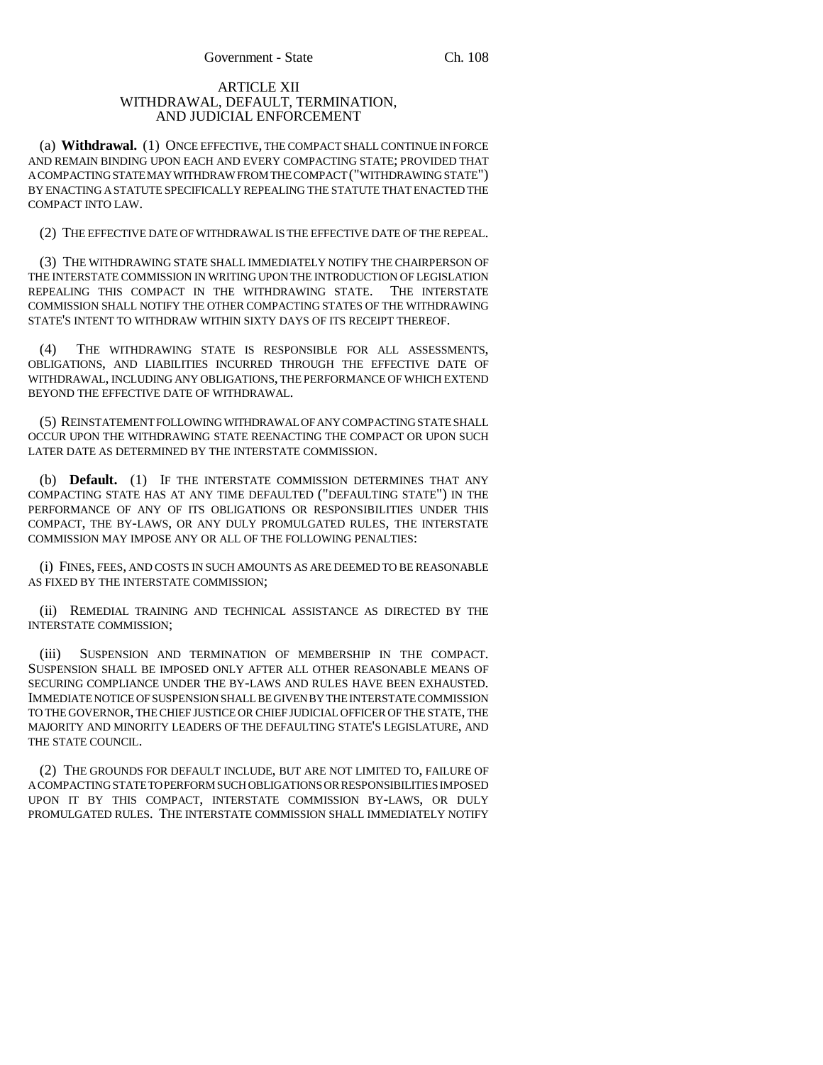## ARTICLE XII
## WITHDRAWAL, DEFAULT, TERMINATION, AND JUDICIAL ENFORCEMENT

(a) **Withdrawal.** (1) ONCE EFFECTIVE, THE COMPACT SHALL CONTINUE IN FORCE AND REMAIN BINDING UPON EACH AND EVERY COMPACTING STATE; PROVIDED THAT A COMPACTING STATE MAY WITHDRAW FROM THE COMPACT ("WITHDRAWING STATE") BY ENACTING A STATUTE SPECIFICALLY REPEALING THE STATUTE THAT ENACTED THE COMPACT INTO LAW.

(2) THE EFFECTIVE DATE OF WITHDRAWAL IS THE EFFECTIVE DATE OF THE REPEAL.

(3) THE WITHDRAWING STATE SHALL IMMEDIATELY NOTIFY THE CHAIRPERSON OF THE INTERSTATE COMMISSION IN WRITING UPON THE INTRODUCTION OF LEGISLATION REPEALING THIS COMPACT IN THE WITHDRAWING STATE. THE INTERSTATE COMMISSION SHALL NOTIFY THE OTHER COMPACTING STATES OF THE WITHDRAWING STATE'S INTENT TO WITHDRAW WITHIN SIXTY DAYS OF ITS RECEIPT THEREOF.

(4) THE WITHDRAWING STATE IS RESPONSIBLE FOR ALL ASSESSMENTS, OBLIGATIONS, AND LIABILITIES INCURRED THROUGH THE EFFECTIVE DATE OF WITHDRAWAL, INCLUDING ANY OBLIGATIONS, THE PERFORMANCE OF WHICH EXTEND BEYOND THE EFFECTIVE DATE OF WITHDRAWAL.

(5) REINSTATEMENT FOLLOWING WITHDRAWAL OF ANY COMPACTING STATE SHALL OCCUR UPON THE WITHDRAWING STATE REENACTING THE COMPACT OR UPON SUCH LATER DATE AS DETERMINED BY THE INTERSTATE COMMISSION.

(b) **Default.** (1) IF THE INTERSTATE COMMISSION DETERMINES THAT ANY COMPACTING STATE HAS AT ANY TIME DEFAULTED ("DEFAULTING STATE") IN THE PERFORMANCE OF ANY OF ITS OBLIGATIONS OR RESPONSIBILITIES UNDER THIS COMPACT, THE BY-LAWS, OR ANY DULY PROMULGATED RULES, THE INTERSTATE COMMISSION MAY IMPOSE ANY OR ALL OF THE FOLLOWING PENALTIES:

(i) FINES, FEES, AND COSTS IN SUCH AMOUNTS AS ARE DEEMED TO BE REASONABLE AS FIXED BY THE INTERSTATE COMMISSION;

(ii) REMEDIAL TRAINING AND TECHNICAL ASSISTANCE AS DIRECTED BY THE INTERSTATE COMMISSION;

(iii) SUSPENSION AND TERMINATION OF MEMBERSHIP IN THE COMPACT. SUSPENSION SHALL BE IMPOSED ONLY AFTER ALL OTHER REASONABLE MEANS OF SECURING COMPLIANCE UNDER THE BY-LAWS AND RULES HAVE BEEN EXHAUSTED. IMMEDIATE NOTICE OF SUSPENSION SHALL BE GIVEN BY THE INTERSTATE COMMISSION TO THE GOVERNOR, THE CHIEF JUSTICE OR CHIEF JUDICIAL OFFICER OF THE STATE, THE MAJORITY AND MINORITY LEADERS OF THE DEFAULTING STATE'S LEGISLATURE, AND THE STATE COUNCIL.

(2) THE GROUNDS FOR DEFAULT INCLUDE, BUT ARE NOT LIMITED TO, FAILURE OF A COMPACTING STATE TO PERFORM SUCH OBLIGATIONS OR RESPONSIBILITIES IMPOSED UPON IT BY THIS COMPACT, INTERSTATE COMMISSION BY-LAWS, OR DULY PROMULGATED RULES. THE INTERSTATE COMMISSION SHALL IMMEDIATELY NOTIFY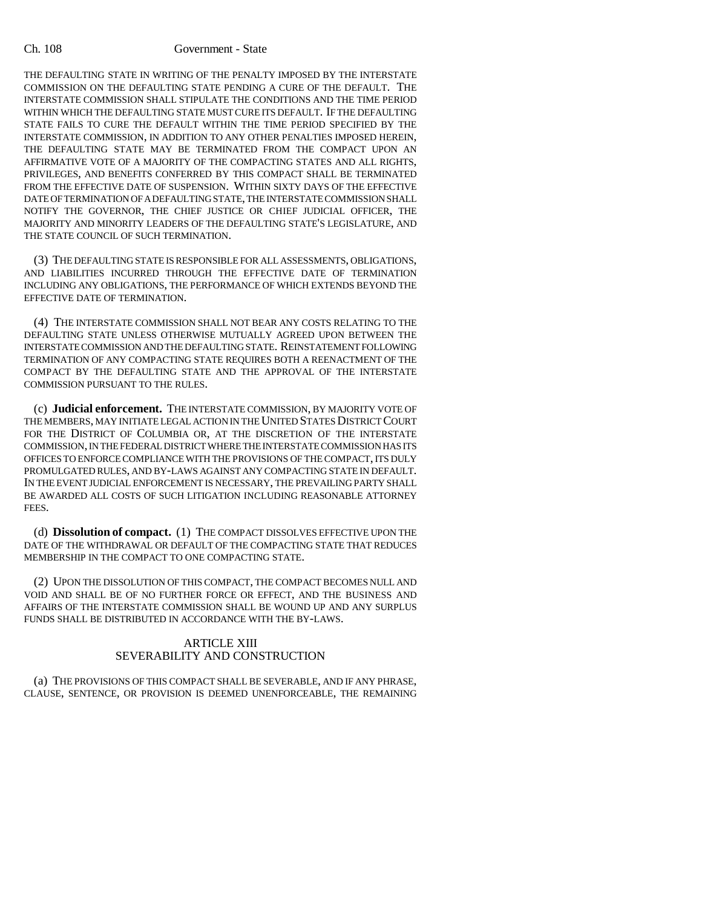THE DEFAULTING STATE IN WRITING OF THE PENALTY IMPOSED BY THE INTERSTATE COMMISSION ON THE DEFAULTING STATE PENDING A CURE OF THE DEFAULT. THE INTERSTATE COMMISSION SHALL STIPULATE THE CONDITIONS AND THE TIME PERIOD WITHIN WHICH THE DEFAULTING STATE MUST CURE ITS DEFAULT. IF THE DEFAULTING STATE FAILS TO CURE THE DEFAULT WITHIN THE TIME PERIOD SPECIFIED BY THE INTERSTATE COMMISSION, IN ADDITION TO ANY OTHER PENALTIES IMPOSED HEREIN, THE DEFAULTING STATE MAY BE TERMINATED FROM THE COMPACT UPON AN AFFIRMATIVE VOTE OF A MAJORITY OF THE COMPACTING STATES AND ALL RIGHTS, PRIVILEGES, AND BENEFITS CONFERRED BY THIS COMPACT SHALL BE TERMINATED FROM THE EFFECTIVE DATE OF SUSPENSION. WITHIN SIXTY DAYS OF THE EFFECTIVE DATE OF TERMINATION OF A DEFAULTING STATE, THE INTERSTATE COMMISSION SHALL NOTIFY THE GOVERNOR, THE CHIEF JUSTICE OR CHIEF JUDICIAL OFFICER, THE MAJORITY AND MINORITY LEADERS OF THE DEFAULTING STATE'S LEGISLATURE, AND THE STATE COUNCIL OF SUCH TERMINATION.

(3) THE DEFAULTING STATE IS RESPONSIBLE FOR ALL ASSESSMENTS, OBLIGATIONS, AND LIABILITIES INCURRED THROUGH THE EFFECTIVE DATE OF TERMINATION INCLUDING ANY OBLIGATIONS, THE PERFORMANCE OF WHICH EXTENDS BEYOND THE EFFECTIVE DATE OF TERMINATION.

(4) THE INTERSTATE COMMISSION SHALL NOT BEAR ANY COSTS RELATING TO THE DEFAULTING STATE UNLESS OTHERWISE MUTUALLY AGREED UPON BETWEEN THE INTERSTATE COMMISSION AND THE DEFAULTING STATE. REINSTATEMENT FOLLOWING TERMINATION OF ANY COMPACTING STATE REQUIRES BOTH A REENACTMENT OF THE COMPACT BY THE DEFAULTING STATE AND THE APPROVAL OF THE INTERSTATE COMMISSION PURSUANT TO THE RULES.

(c) **Judicial enforcement.** THE INTERSTATE COMMISSION, BY MAJORITY VOTE OF THE MEMBERS, MAY INITIATE LEGAL ACTION IN THE UNITED STATES DISTRICT COURT FOR THE DISTRICT OF COLUMBIA OR, AT THE DISCRETION OF THE INTERSTATE COMMISSION, IN THE FEDERAL DISTRICT WHERE THE INTERSTATE COMMISSION HAS ITS OFFICES TO ENFORCE COMPLIANCE WITH THE PROVISIONS OF THE COMPACT, ITS DULY PROMULGATED RULES, AND BY-LAWS AGAINST ANY COMPACTING STATE IN DEFAULT. IN THE EVENT JUDICIAL ENFORCEMENT IS NECESSARY, THE PREVAILING PARTY SHALL BE AWARDED ALL COSTS OF SUCH LITIGATION INCLUDING REASONABLE ATTORNEY FEES.

(d) **Dissolution of compact.** (1) THE COMPACT DISSOLVES EFFECTIVE UPON THE DATE OF THE WITHDRAWAL OR DEFAULT OF THE COMPACTING STATE THAT REDUCES MEMBERSHIP IN THE COMPACT TO ONE COMPACTING STATE.

(2) UPON THE DISSOLUTION OF THIS COMPACT, THE COMPACT BECOMES NULL AND VOID AND SHALL BE OF NO FURTHER FORCE OR EFFECT, AND THE BUSINESS AND AFFAIRS OF THE INTERSTATE COMMISSION SHALL BE WOUND UP AND ANY SURPLUS FUNDS SHALL BE DISTRIBUTED IN ACCORDANCE WITH THE BY-LAWS.

## ARTICLE XIII
## SEVERABILITY AND CONSTRUCTION

(a) THE PROVISIONS OF THIS COMPACT SHALL BE SEVERABLE, AND IF ANY PHRASE, CLAUSE, SENTENCE, OR PROVISION IS DEEMED UNENFORCEABLE, THE REMAINING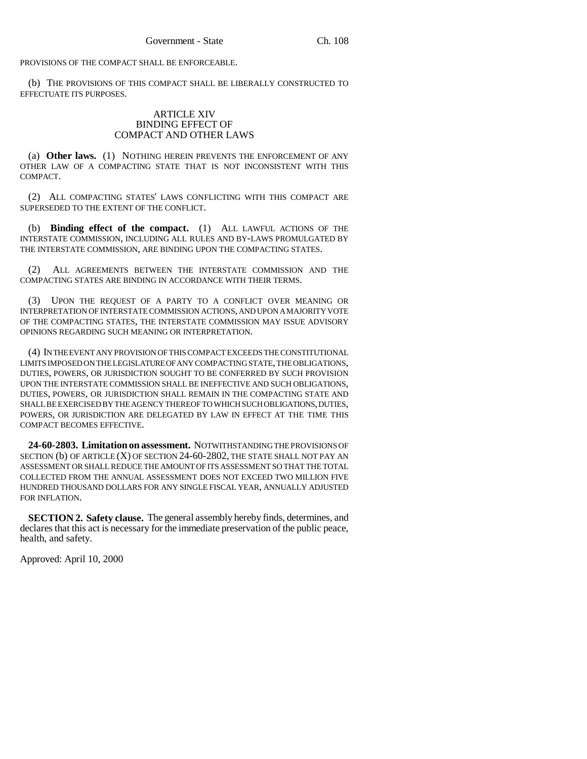PROVISIONS OF THE COMPACT SHALL BE ENFORCEABLE.

(b) THE PROVISIONS OF THIS COMPACT SHALL BE LIBERALLY CONSTRUCTED TO EFFECTUATE ITS PURPOSES.

### ARTICLE XIV
### BINDING EFFECT OF COMPACT AND OTHER LAWS

(a) **Other laws.** (1) NOTHING HEREIN PREVENTS THE ENFORCEMENT OF ANY OTHER LAW OF A COMPACTING STATE THAT IS NOT INCONSISTENT WITH THIS COMPACT.

(2) ALL COMPACTING STATES' LAWS CONFLICTING WITH THIS COMPACT ARE SUPERSEDED TO THE EXTENT OF THE CONFLICT.

(b) **Binding effect of the compact.** (1) ALL LAWFUL ACTIONS OF THE INTERSTATE COMMISSION, INCLUDING ALL RULES AND BY-LAWS PROMULGATED BY THE INTERSTATE COMMISSION, ARE BINDING UPON THE COMPACTING STATES.

(2) ALL AGREEMENTS BETWEEN THE INTERSTATE COMMISSION AND THE COMPACTING STATES ARE BINDING IN ACCORDANCE WITH THEIR TERMS.

(3) UPON THE REQUEST OF A PARTY TO A CONFLICT OVER MEANING OR INTERPRETATION OF INTERSTATE COMMISSION ACTIONS, AND UPON A MAJORITY VOTE OF THE COMPACTING STATES, THE INTERSTATE COMMISSION MAY ISSUE ADVISORY OPINIONS REGARDING SUCH MEANING OR INTERPRETATION.

(4) IN THE EVENT ANY PROVISION OF THIS COMPACT EXCEEDS THE CONSTITUTIONAL LIMITS IMPOSED ON THE LEGISLATURE OF ANY COMPACTING STATE, THE OBLIGATIONS, DUTIES, POWERS, OR JURISDICTION SOUGHT TO BE CONFERRED BY SUCH PROVISION UPON THE INTERSTATE COMMISSION SHALL BE INEFFECTIVE AND SUCH OBLIGATIONS, DUTIES, POWERS, OR JURISDICTION SHALL REMAIN IN THE COMPACTING STATE AND SHALL BE EXERCISED BY THE AGENCY THEREOF TO WHICH SUCH OBLIGATIONS, DUTIES, POWERS, OR JURISDICTION ARE DELEGATED BY LAW IN EFFECT AT THE TIME THIS COMPACT BECOMES EFFECTIVE.

**24-60-2803. Limitation on assessment.** NOTWITHSTANDING THE PROVISIONS OF SECTION (b) OF ARTICLE (X) OF SECTION 24-60-2802, THE STATE SHALL NOT PAY AN ASSESSMENT OR SHALL REDUCE THE AMOUNT OF ITS ASSESSMENT SO THAT THE TOTAL COLLECTED FROM THE ANNUAL ASSESSMENT DOES NOT EXCEED TWO MILLION FIVE HUNDRED THOUSAND DOLLARS FOR ANY SINGLE FISCAL YEAR, ANNUALLY ADJUSTED FOR INFLATION.

**SECTION 2. Safety clause.** The general assembly hereby finds, determines, and declares that this act is necessary for the immediate preservation of the public peace, health, and safety.

Approved: April 10, 2000